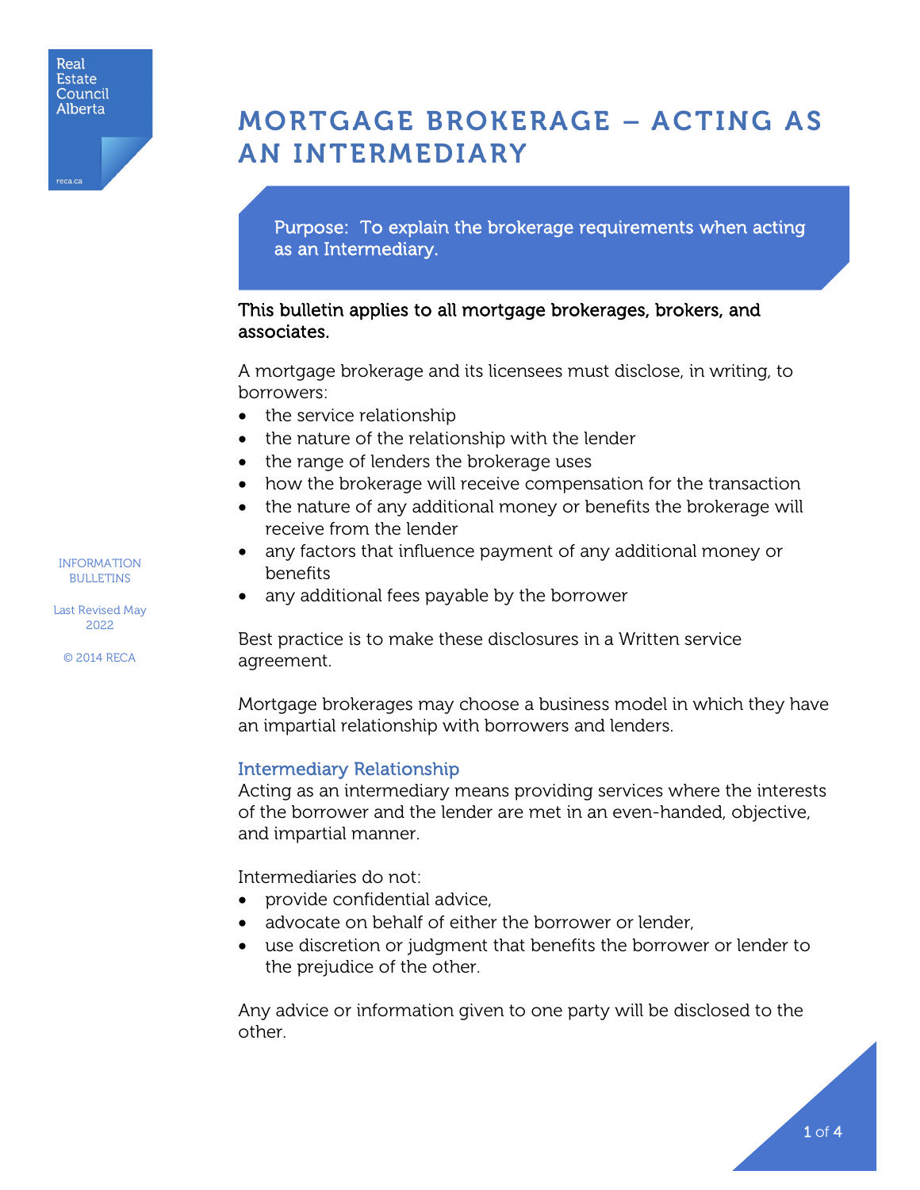# MORTGAGE BROKERAGE – ACTING AS AN INTERMEDIARY

Purpose: To explain the brokerage requirements when acting as an Intermediary.

This bulletin applies to all mortgage brokerages, brokers, and associates.

A mortgage brokerage and its licensees must disclose, in writing, to borrowers:

- the service relationship
- the nature of the relationship with the lender
- the range of lenders the brokerage uses
- how the brokerage will receive compensation for the transaction
- the nature of any additional money or benefits the brokerage will receive from the lender
- any factors that influence payment of any additional money or benefits
- any additional fees payable by the borrower

Best practice is to make these disclosures in a Written service agreement.

Mortgage brokerages may choose a business model in which they have an impartial relationship with borrowers and lenders.

## Intermediary Relationship

Acting as an intermediary means providing services where the interests of the borrower and the lender are met in an even-handed, objective, and impartial manner.

Intermediaries do not:

- provide confidential advice,
- advocate on behalf of either the borrower or lender,
- use discretion or judgment that benefits the borrower or lender to the prejudice of the other.

Any advice or information given to one party will be disclosed to the other.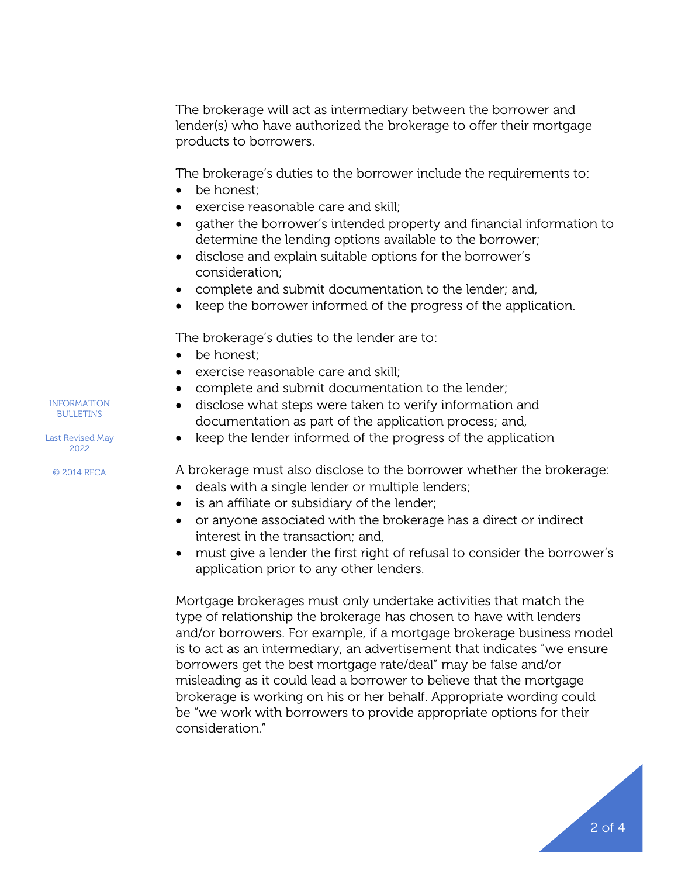The brokerage will act as intermediary between the borrower and lender(s) who have authorized the brokerage to offer their mortgage products to borrowers.

The brokerage's duties to the borrower include the requirements to:

- be honest;
- exercise reasonable care and skill;
- gather the borrower's intended property and financial information to determine the lending options available to the borrower;
- disclose and explain suitable options for the borrower's consideration;
- complete and submit documentation to the lender; and,
- keep the borrower informed of the progress of the application.

The brokerage's duties to the lender are to:

- be honest;
- exercise reasonable care and skill;
- complete and submit documentation to the lender;
- disclose what steps were taken to verify information and documentation as part of the application process; and,
- keep the lender informed of the progress of the application

A brokerage must also disclose to the borrower whether the brokerage:

- deals with a single lender or multiple lenders;
- is an affiliate or subsidiary of the lender;
- or anyone associated with the brokerage has a direct or indirect interest in the transaction; and,
- must give a lender the first right of refusal to consider the borrower's application prior to any other lenders.

Mortgage brokerages must only undertake activities that match the type of relationship the brokerage has chosen to have with lenders and/or borrowers. For example, if a mortgage brokerage business model is to act as an intermediary, an advertisement that indicates "we ensure borrowers get the best mortgage rate/deal" may be false and/or misleading as it could lead a borrower to believe that the mortgage brokerage is working on his or her behalf. Appropriate wording could be "we work with borrowers to provide appropriate options for their consideration."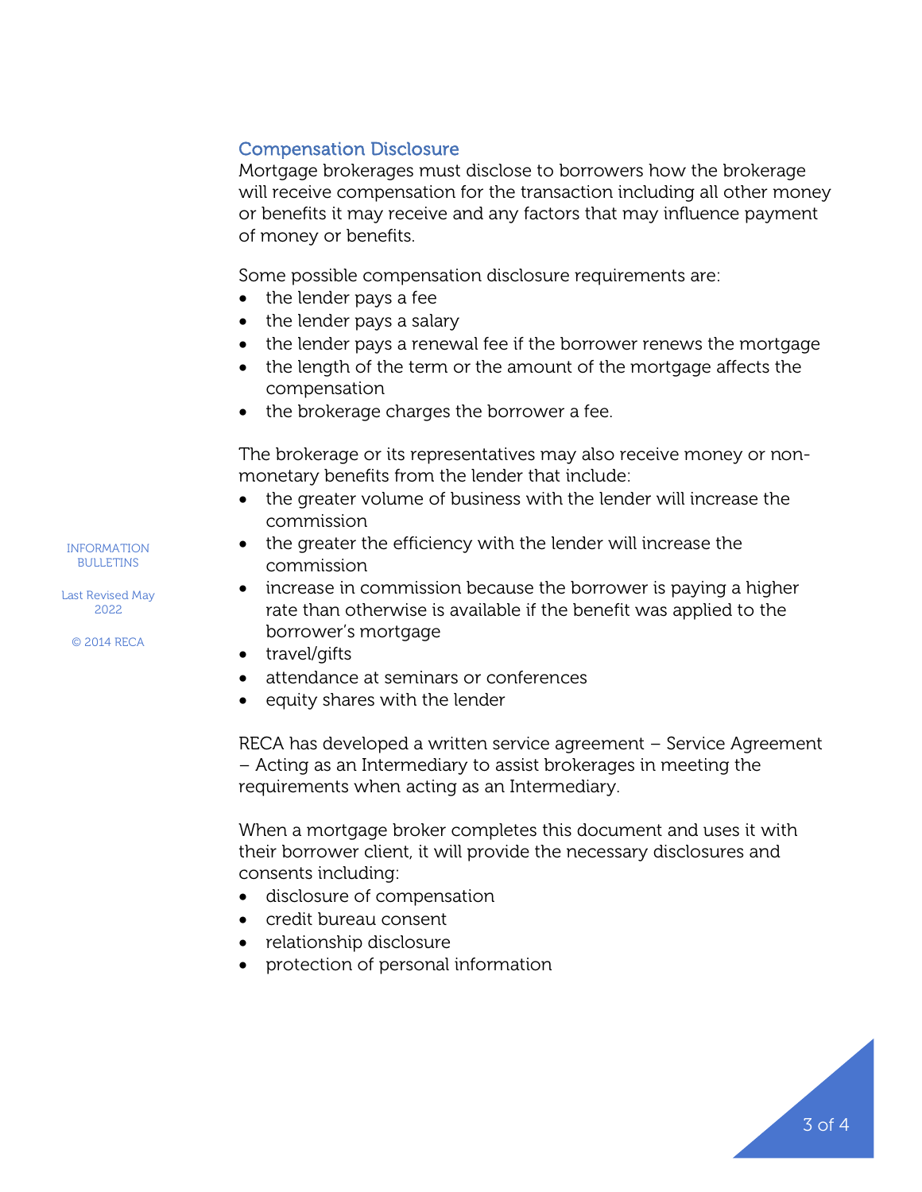## Compensation Disclosure

Mortgage brokerages must disclose to borrowers how the brokerage will receive compensation for the transaction including all other money or benefits it may receive and any factors that may influence payment of money or benefits.

Some possible compensation disclosure requirements are:

- the lender pays a fee
- the lender pays a salary
- the lender pays a renewal fee if the borrower renews the mortgage
- the length of the term or the amount of the mortgage affects the compensation
- the brokerage charges the borrower a fee.

The brokerage or its representatives may also receive money or non-monetary benefits from the lender that include:

- the greater volume of business with the lender will increase the commission
- the greater the efficiency with the lender will increase the commission
- increase in commission because the borrower is paying a higher rate than otherwise is available if the benefit was applied to the borrower's mortgage
- travel/gifts
- attendance at seminars or conferences
- equity shares with the lender

RECA has developed a written service agreement – Service Agreement – Acting as an Intermediary to assist brokerages in meeting the requirements when acting as an Intermediary.

When a mortgage broker completes this document and uses it with their borrower client, it will provide the necessary disclosures and consents including:

- disclosure of compensation
- credit bureau consent
- relationship disclosure
- protection of personal information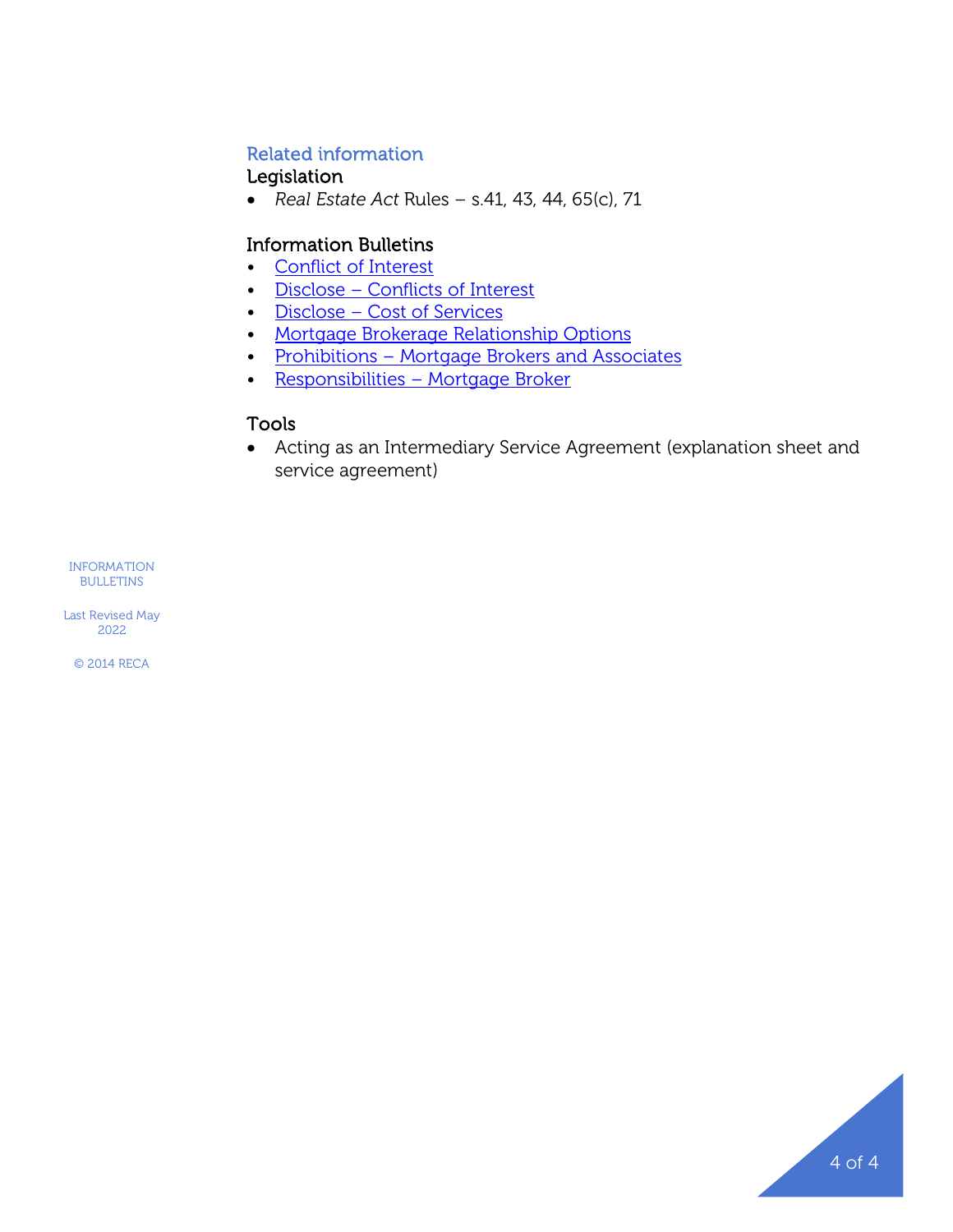## Related information

### Legislation

- *Real Estate Act* Rules – s.41, 43, 44, 65(c), 71

### Information Bulletins

- Conflict of Interest
- Disclose – Conflicts of Interest
- Disclose – Cost of Services
- Mortgage Brokerage Relationship Options
- Prohibitions – Mortgage Brokers and Associates
- Responsibilities – Mortgage Broker

### Tools

- Acting as an Intermediary Service Agreement (explanation sheet and service agreement)

INFORMATION BULLETINS

Last Revised May 2022

© 2014 RECA